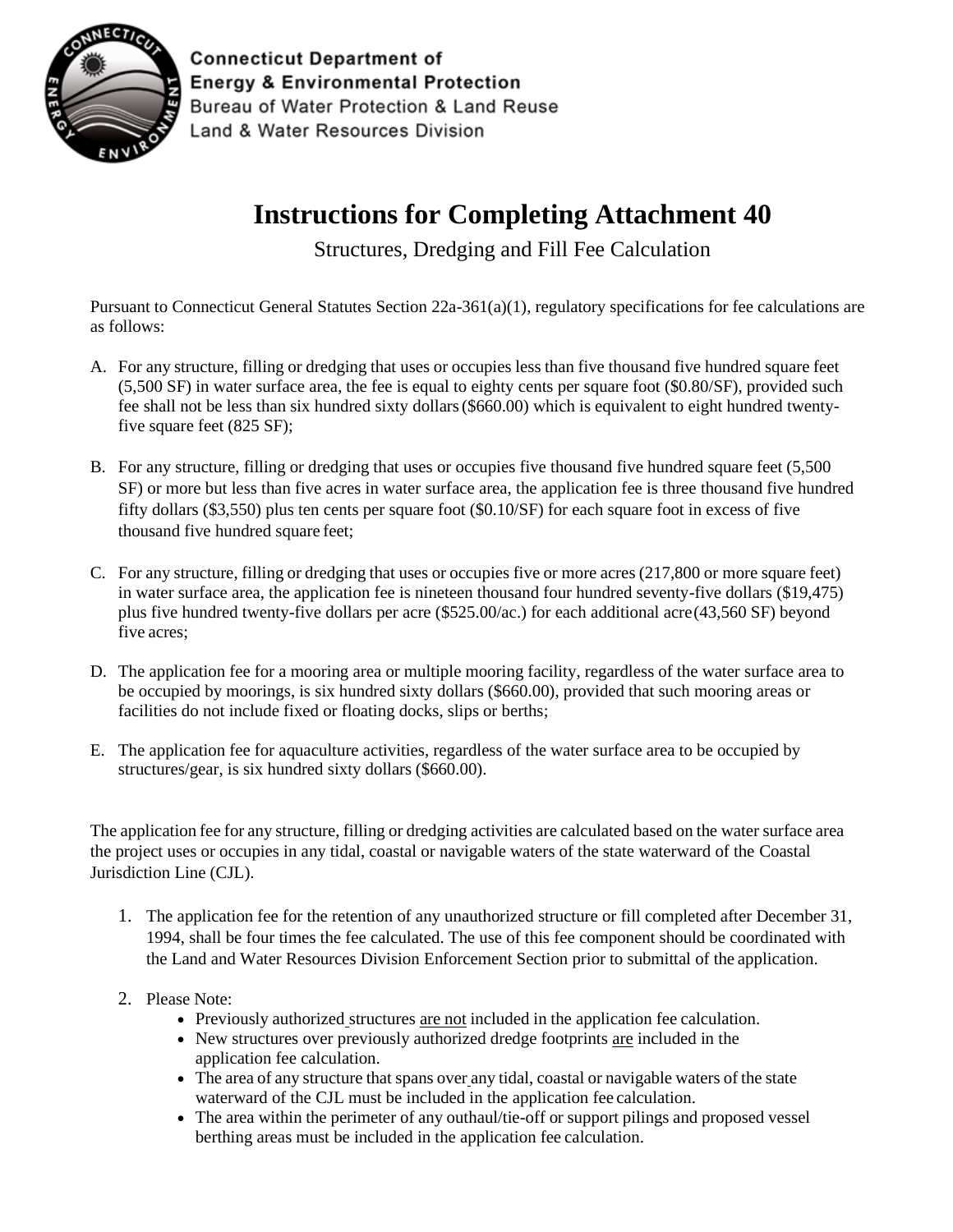**Connecticut Department of Energy & Environmental Protection**
Bureau of Water Protection & Land Reuse
Land & Water Resources Division

# Instructions for Completing Attachment 40

## Structures, Dredging and Fill Fee Calculation

Pursuant to Connecticut General Statutes Section 22a-361(a)(1), regulatory specifications for fee calculations are as follows:

A. For any structure, filling or dredging that uses or occupies less than five thousand five hundred square feet (5,500 SF) in water surface area, the fee is equal to eighty cents per square foot ($0.80/SF), provided such fee shall not be less than six hundred sixty dollars ($660.00) which is equivalent to eight hundred twenty-five square feet (825 SF);

B. For any structure, filling or dredging that uses or occupies five thousand five hundred square feet (5,500 SF) or more but less than five acres in water surface area, the application fee is three thousand five hundred fifty dollars ($3,550) plus ten cents per square foot ($0.10/SF) for each square foot in excess of five thousand five hundred square feet;

C. For any structure, filling or dredging that uses or occupies five or more acres (217,800 or more square feet) in water surface area, the application fee is nineteen thousand four hundred seventy-five dollars ($19,475) plus five hundred twenty-five dollars per acre ($525.00/ac.) for each additional acre (43,560 SF) beyond five acres;

D. The application fee for a mooring area or multiple mooring facility, regardless of the water surface area to be occupied by moorings, is six hundred sixty dollars ($660.00), provided that such mooring areas or facilities do not include fixed or floating docks, slips or berths;

E. The application fee for aquaculture activities, regardless of the water surface area to be occupied by structures/gear, is six hundred sixty dollars ($660.00).

The application fee for any structure, filling or dredging activities are calculated based on the water surface area the project uses or occupies in any tidal, coastal or navigable waters of the state waterward of the Coastal Jurisdiction Line (CJL).

1. The application fee for the retention of any unauthorized structure or fill completed after December 31, 1994, shall be four times the fee calculated. The use of this fee component should be coordinated with the Land and Water Resources Division Enforcement Section prior to submittal of the application.

2. Please Note:
   - Previously authorized structures <u>are not</u> included in the application fee calculation.
   - New structures over previously authorized dredge footprints <u>are</u> included in the application fee calculation.
   - The area of any structure that spans over any tidal, coastal or navigable waters of the state waterward of the CJL must be included in the application fee calculation.
   - The area within the perimeter of any outhaul/tie-off or support pilings and proposed vessel berthing areas must be included in the application fee calculation.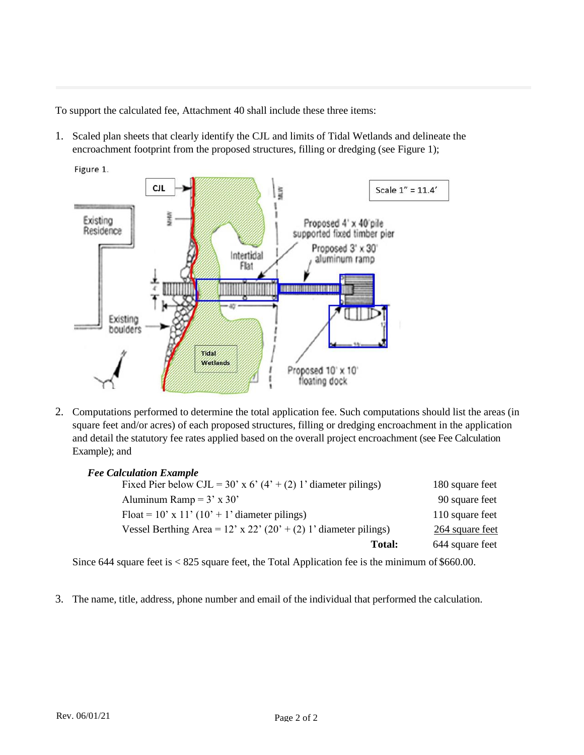To support the calculated fee, Attachment 40 shall include these three items:

1. Scaled plan sheets that clearly identify the CJL and limits of Tidal Wetlands and delineate the encroachment footprint from the proposed structures, filling or dredging (see Figure 1);

Figure 1.

CJL

Scale 1" = 11.4'

Existing Residence

MHW

MLW

Proposed 4' x 40' pile supported fixed timber pier

Proposed 3' x 30' aluminum ramp

Intertidal Flat

Existing boulders

Tidal Wetlands

Proposed 10' x 10' floating dock

2. Computations performed to determine the total application fee. Such computations should list the areas (in square feet and/or acres) of each proposed structures, filling or dredging encroachment in the application and detail the statutory fee rates applied based on the overall project encroachment (see Fee Calculation Example); and

***Fee Calculation Example***

| | |
|---|---|
| Fixed Pier below CJL = 30' x 6' (4' + (2) 1' diameter pilings) | 180 square feet |
| Aluminum Ramp = 3' x 30' | 90 square feet |
| Float = 10' x 11' (10' + 1' diameter pilings) | 110 square feet |
| Vessel Berthing Area = 12' x 22' (20' + (2) 1' diameter pilings) | 264 square feet |
| **Total:** | 644 square feet |

Since 644 square feet is < 825 square feet, the Total Application fee is the minimum of $660.00.

3. The name, title, address, phone number and email of the individual that performed the calculation.

Rev. 06/01/21